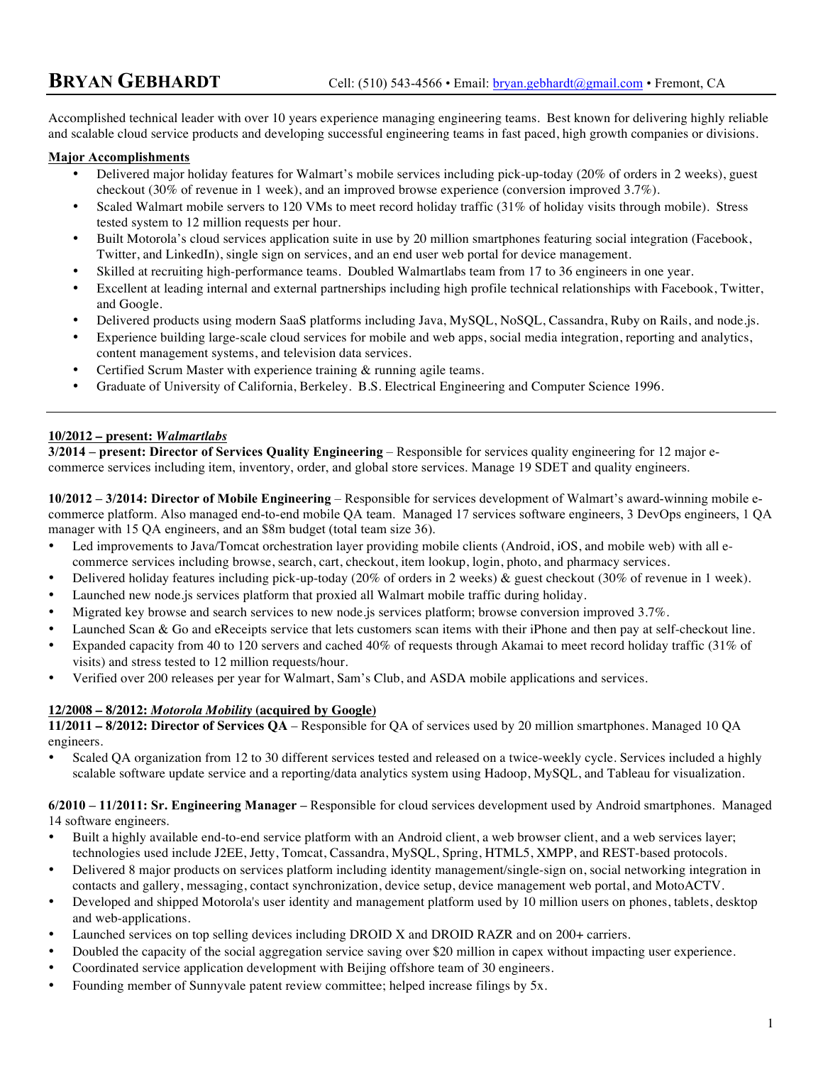# BRYAN GEBHARDT

Cell: (510) 543-4566 • Email: [bryan.gebhardt@gmail.com](mailto:bryan.gebhardt@gmail.com) • Fremont, CA

Accomplished technical leader with over 10 years experience managing engineering teams. Best known for delivering highly reliable and scalable cloud service products and developing successful engineering teams in fast paced, high growth companies or divisions.

**Major Accomplishments**

- Delivered major holiday features for Walmart's mobile services including pick-up-today (20% of orders in 2 weeks), guest checkout (30% of revenue in 1 week), and an improved browse experience (conversion improved 3.7%).
- Scaled Walmart mobile servers to 120 VMs to meet record holiday traffic (31% of holiday visits through mobile). Stress tested system to 12 million requests per hour.
- Built Motorola's cloud services application suite in use by 20 million smartphones featuring social integration (Facebook, Twitter, and LinkedIn), single sign on services, and an end user web portal for device management.
- Skilled at recruiting high-performance teams. Doubled Walmartlabs team from 17 to 36 engineers in one year.
- Excellent at leading internal and external partnerships including high profile technical relationships with Facebook, Twitter, and Google.
- Delivered products using modern SaaS platforms including Java, MySQL, NoSQL, Cassandra, Ruby on Rails, and node.js.
- Experience building large-scale cloud services for mobile and web apps, social media integration, reporting and analytics, content management systems, and television data services.
- Certified Scrum Master with experience training & running agile teams.
- Graduate of University of California, Berkeley. B.S. Electrical Engineering and Computer Science 1996.

---

**10/2012 – present: *Walmartlabs***

**3/2014 – present: Director of Services Quality Engineering** – Responsible for services quality engineering for 12 major e-commerce services including item, inventory, order, and global store services. Manage 19 SDET and quality engineers.

**10/2012 – 3/2014: Director of Mobile Engineering** – Responsible for services development of Walmart's award-winning mobile e-commerce platform. Also managed end-to-end mobile QA team. Managed 17 services software engineers, 3 DevOps engineers, 1 QA manager with 15 QA engineers, and an $8m budget (total team size 36).

- Led improvements to Java/Tomcat orchestration layer providing mobile clients (Android, iOS, and mobile web) with all e-commerce services including browse, search, cart, checkout, item lookup, login, photo, and pharmacy services.
- Delivered holiday features including pick-up-today (20% of orders in 2 weeks) & guest checkout (30% of revenue in 1 week).
- Launched new node.js services platform that proxied all Walmart mobile traffic during holiday.
- Migrated key browse and search services to new node.js services platform; browse conversion improved 3.7%.
- Launched Scan & Go and eReceipts service that lets customers scan items with their iPhone and then pay at self-checkout line.
- Expanded capacity from 40 to 120 servers and cached 40% of requests through Akamai to meet record holiday traffic (31% of visits) and stress tested to 12 million requests/hour.
- Verified over 200 releases per year for Walmart, Sam's Club, and ASDA mobile applications and services.

**12/2008 – 8/2012: *Motorola Mobility* (acquired by Google)**

**11/2011 – 8/2012: Director of Services QA** – Responsible for QA of services used by 20 million smartphones. Managed 10 QA engineers.

- Scaled QA organization from 12 to 30 different services tested and released on a twice-weekly cycle. Services included a highly scalable software update service and a reporting/data analytics system using Hadoop, MySQL, and Tableau for visualization.

**6/2010 – 11/2011: Sr. Engineering Manager –** Responsible for cloud services development used by Android smartphones. Managed 14 software engineers.

- Built a highly available end-to-end service platform with an Android client, a web browser client, and a web services layer; technologies used include J2EE, Jetty, Tomcat, Cassandra, MySQL, Spring, HTML5, XMPP, and REST-based protocols.
- Delivered 8 major products on services platform including identity management/single-sign on, social networking integration in contacts and gallery, messaging, contact synchronization, device setup, device management web portal, and MotoACTV.
- Developed and shipped Motorola's user identity and management platform used by 10 million users on phones, tablets, desktop and web-applications.
- Launched services on top selling devices including DROID X and DROID RAZR and on 200+ carriers.
- Doubled the capacity of the social aggregation service saving over $20 million in capex without impacting user experience.
- Coordinated service application development with Beijing offshore team of 30 engineers.
- Founding member of Sunnyvale patent review committee; helped increase filings by 5x.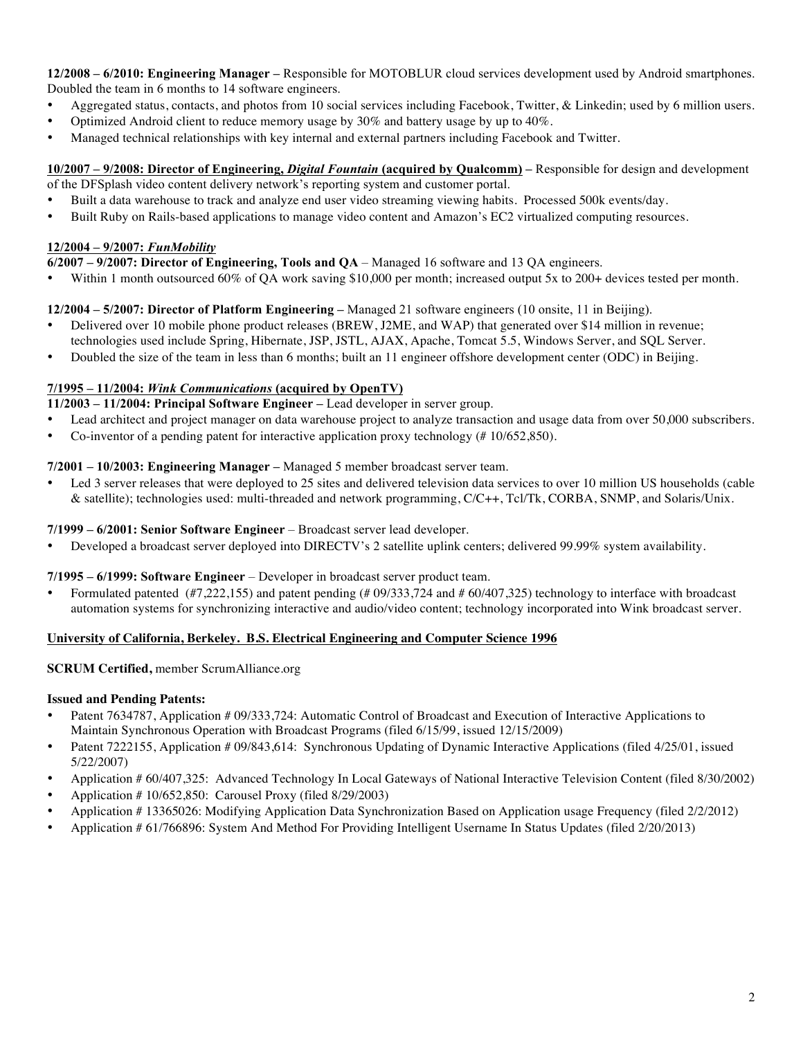**12/2008 – 6/2010: Engineering Manager –** Responsible for MOTOBLUR cloud services development used by Android smartphones. Doubled the team in 6 months to 14 software engineers.

- Aggregated status, contacts, and photos from 10 social services including Facebook, Twitter, & Linkedin; used by 6 million users.
- Optimized Android client to reduce memory usage by 30% and battery usage by up to 40%.
- Managed technical relationships with key internal and external partners including Facebook and Twitter.

**10/2007 – 9/2008: Director of Engineering, *Digital Fountain* (acquired by Qualcomm) –** Responsible for design and development of the DFSplash video content delivery network's reporting system and customer portal.

- Built a data warehouse to track and analyze end user video streaming viewing habits. Processed 500k events/day.
- Built Ruby on Rails-based applications to manage video content and Amazon's EC2 virtualized computing resources.

**12/2004 – 9/2007: *FunMobility***

**6/2007 – 9/2007: Director of Engineering, Tools and QA** – Managed 16 software and 13 QA engineers.

- Within 1 month outsourced 60% of QA work saving $10,000 per month; increased output 5x to 200+ devices tested per month.

**12/2004 – 5/2007: Director of Platform Engineering –** Managed 21 software engineers (10 onsite, 11 in Beijing).

- Delivered over 10 mobile phone product releases (BREW, J2ME, and WAP) that generated over $14 million in revenue; technologies used include Spring, Hibernate, JSP, JSTL, AJAX, Apache, Tomcat 5.5, Windows Server, and SQL Server.
- Doubled the size of the team in less than 6 months; built an 11 engineer offshore development center (ODC) in Beijing.

**7/1995 – 11/2004: *Wink Communications* (acquired by OpenTV)**

**11/2003 – 11/2004: Principal Software Engineer –** Lead developer in server group.

- Lead architect and project manager on data warehouse project to analyze transaction and usage data from over 50,000 subscribers.
- Co-inventor of a pending patent for interactive application proxy technology (# 10/652,850).

**7/2001 – 10/2003: Engineering Manager –** Managed 5 member broadcast server team.

- Led 3 server releases that were deployed to 25 sites and delivered television data services to over 10 million US households (cable & satellite); technologies used: multi-threaded and network programming, C/C++, Tcl/Tk, CORBA, SNMP, and Solaris/Unix.

**7/1999 – 6/2001: Senior Software Engineer** – Broadcast server lead developer.

- Developed a broadcast server deployed into DIRECTV's 2 satellite uplink centers; delivered 99.99% system availability.

**7/1995 – 6/1999: Software Engineer** – Developer in broadcast server product team.

- Formulated patented (#7,222,155) and patent pending (# 09/333,724 and # 60/407,325) technology to interface with broadcast automation systems for synchronizing interactive and audio/video content; technology incorporated into Wink broadcast server.

**University of California, Berkeley. B.S. Electrical Engineering and Computer Science 1996**

**SCRUM Certified,** member ScrumAlliance.org

**Issued and Pending Patents:**

- Patent 7634787, Application # 09/333,724: Automatic Control of Broadcast and Execution of Interactive Applications to Maintain Synchronous Operation with Broadcast Programs (filed 6/15/99, issued 12/15/2009)
- Patent 7222155, Application # 09/843,614: Synchronous Updating of Dynamic Interactive Applications (filed 4/25/01, issued 5/22/2007)
- Application # 60/407,325: Advanced Technology In Local Gateways of National Interactive Television Content (filed 8/30/2002)
- Application # 10/652,850: Carousel Proxy (filed 8/29/2003)
- Application # 13365026: Modifying Application Data Synchronization Based on Application usage Frequency (filed 2/2/2012)
- Application # 61/766896: System And Method For Providing Intelligent Username In Status Updates (filed 2/20/2013)